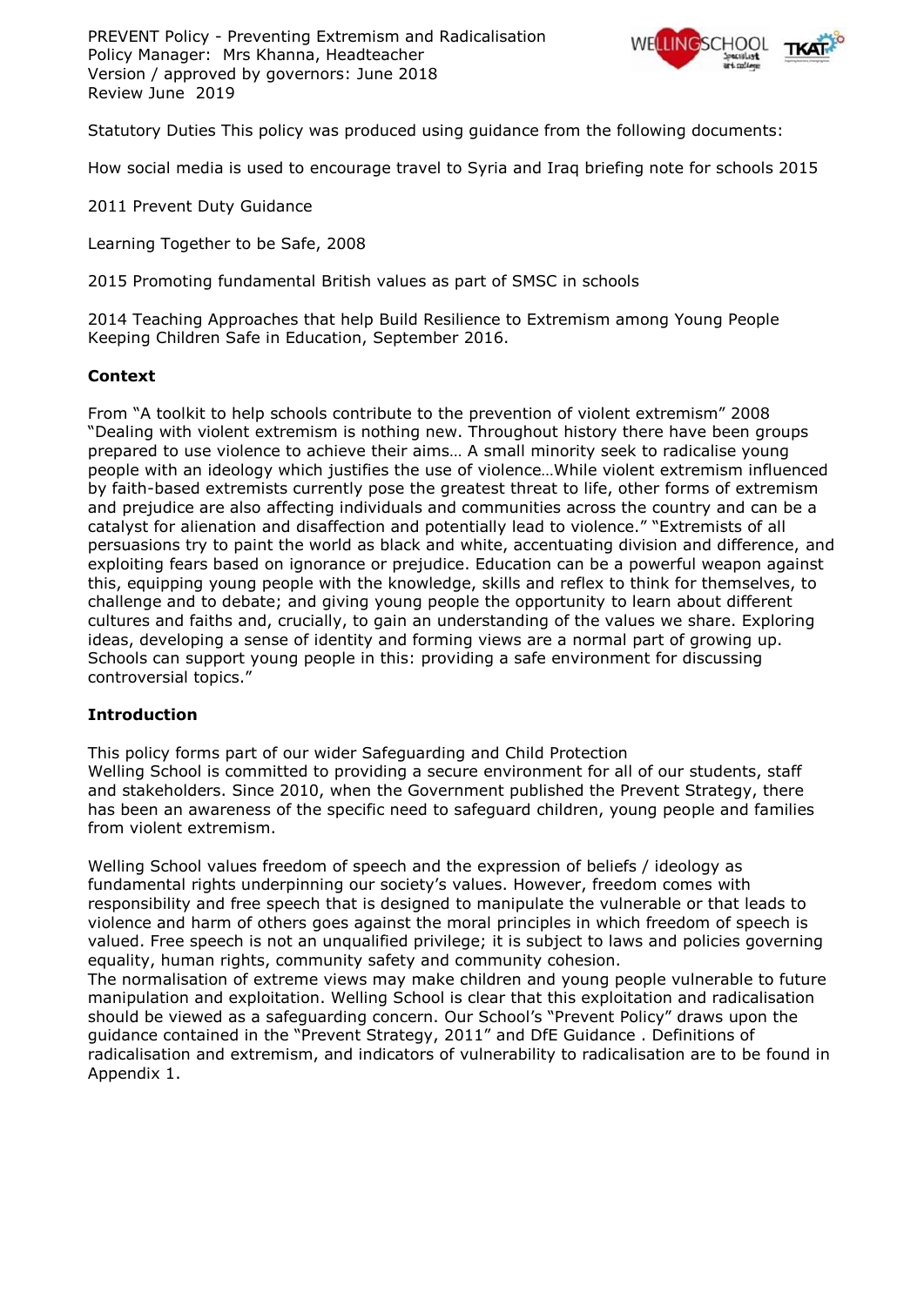PREVENT Policy - Preventing Extremism and Radicalisation
Policy Manager: Mrs Khanna, Headteacher
Version / approved by governors: June 2018
Review June 2019

Statutory Duties This policy was produced using guidance from the following documents:

How social media is used to encourage travel to Syria and Iraq briefing note for schools 2015

2011 Prevent Duty Guidance

Learning Together to be Safe, 2008

2015 Promoting fundamental British values as part of SMSC in schools

2014 Teaching Approaches that help Build Resilience to Extremism among Young People
Keeping Children Safe in Education, September 2016.

**Context**

From "A toolkit to help schools contribute to the prevention of violent extremism" 2008 "Dealing with violent extremism is nothing new. Throughout history there have been groups prepared to use violence to achieve their aims… A small minority seek to radicalise young people with an ideology which justifies the use of violence…While violent extremism influenced by faith-based extremists currently pose the greatest threat to life, other forms of extremism and prejudice are also affecting individuals and communities across the country and can be a catalyst for alienation and disaffection and potentially lead to violence." "Extremists of all persuasions try to paint the world as black and white, accentuating division and difference, and exploiting fears based on ignorance or prejudice. Education can be a powerful weapon against this, equipping young people with the knowledge, skills and reflex to think for themselves, to challenge and to debate; and giving young people the opportunity to learn about different cultures and faiths and, crucially, to gain an understanding of the values we share. Exploring ideas, developing a sense of identity and forming views are a normal part of growing up. Schools can support young people in this: providing a safe environment for discussing controversial topics."

**Introduction**

This policy forms part of our wider Safeguarding and Child Protection
Welling School is committed to providing a secure environment for all of our students, staff and stakeholders. Since 2010, when the Government published the Prevent Strategy, there has been an awareness of the specific need to safeguard children, young people and families from violent extremism.

Welling School values freedom of speech and the expression of beliefs / ideology as fundamental rights underpinning our society's values. However, freedom comes with responsibility and free speech that is designed to manipulate the vulnerable or that leads to violence and harm of others goes against the moral principles in which freedom of speech is valued. Free speech is not an unqualified privilege; it is subject to laws and policies governing equality, human rights, community safety and community cohesion.
The normalisation of extreme views may make children and young people vulnerable to future manipulation and exploitation. Welling School is clear that this exploitation and radicalisation should be viewed as a safeguarding concern. Our School's "Prevent Policy" draws upon the guidance contained in the "Prevent Strategy, 2011" and DfE Guidance . Definitions of radicalisation and extremism, and indicators of vulnerability to radicalisation are to be found in Appendix 1.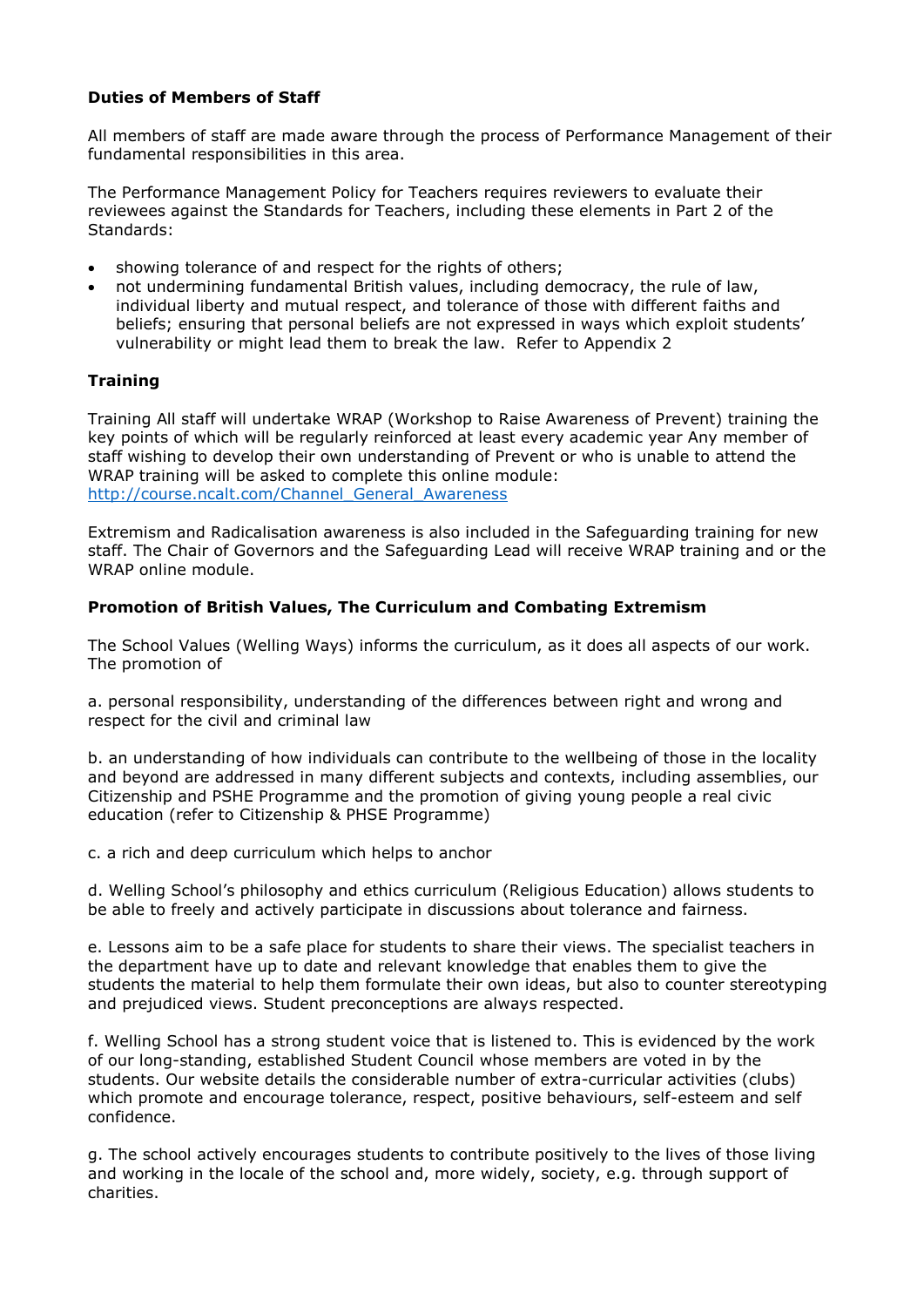**Duties of Members of Staff**

All members of staff are made aware through the process of Performance Management of their fundamental responsibilities in this area.

The Performance Management Policy for Teachers requires reviewers to evaluate their reviewees against the Standards for Teachers, including these elements in Part 2 of the Standards:

- showing tolerance of and respect for the rights of others;
- not undermining fundamental British values, including democracy, the rule of law, individual liberty and mutual respect, and tolerance of those with different faiths and beliefs; ensuring that personal beliefs are not expressed in ways which exploit students' vulnerability or might lead them to break the law. Refer to Appendix 2

**Training**

Training All staff will undertake WRAP (Workshop to Raise Awareness of Prevent) training the key points of which will be regularly reinforced at least every academic year Any member of staff wishing to develop their own understanding of Prevent or who is unable to attend the WRAP training will be asked to complete this online module: [http://course.ncalt.com/Channel_General_Awareness](http://course.ncalt.com/Channel_General_Awareness)

Extremism and Radicalisation awareness is also included in the Safeguarding training for new staff. The Chair of Governors and the Safeguarding Lead will receive WRAP training and or the WRAP online module.

**Promotion of British Values, The Curriculum and Combating Extremism**

The School Values (Welling Ways) informs the curriculum, as it does all aspects of our work. The promotion of

a. personal responsibility, understanding of the differences between right and wrong and respect for the civil and criminal law

b. an understanding of how individuals can contribute to the wellbeing of those in the locality and beyond are addressed in many different subjects and contexts, including assemblies, our Citizenship and PSHE Programme and the promotion of giving young people a real civic education (refer to Citizenship & PHSE Programme)

c. a rich and deep curriculum which helps to anchor

d. Welling School's philosophy and ethics curriculum (Religious Education) allows students to be able to freely and actively participate in discussions about tolerance and fairness.

e. Lessons aim to be a safe place for students to share their views. The specialist teachers in the department have up to date and relevant knowledge that enables them to give the students the material to help them formulate their own ideas, but also to counter stereotyping and prejudiced views. Student preconceptions are always respected.

f. Welling School has a strong student voice that is listened to. This is evidenced by the work of our long-standing, established Student Council whose members are voted in by the students. Our website details the considerable number of extra-curricular activities (clubs) which promote and encourage tolerance, respect, positive behaviours, self-esteem and self confidence.

g. The school actively encourages students to contribute positively to the lives of those living and working in the locale of the school and, more widely, society, e.g. through support of charities.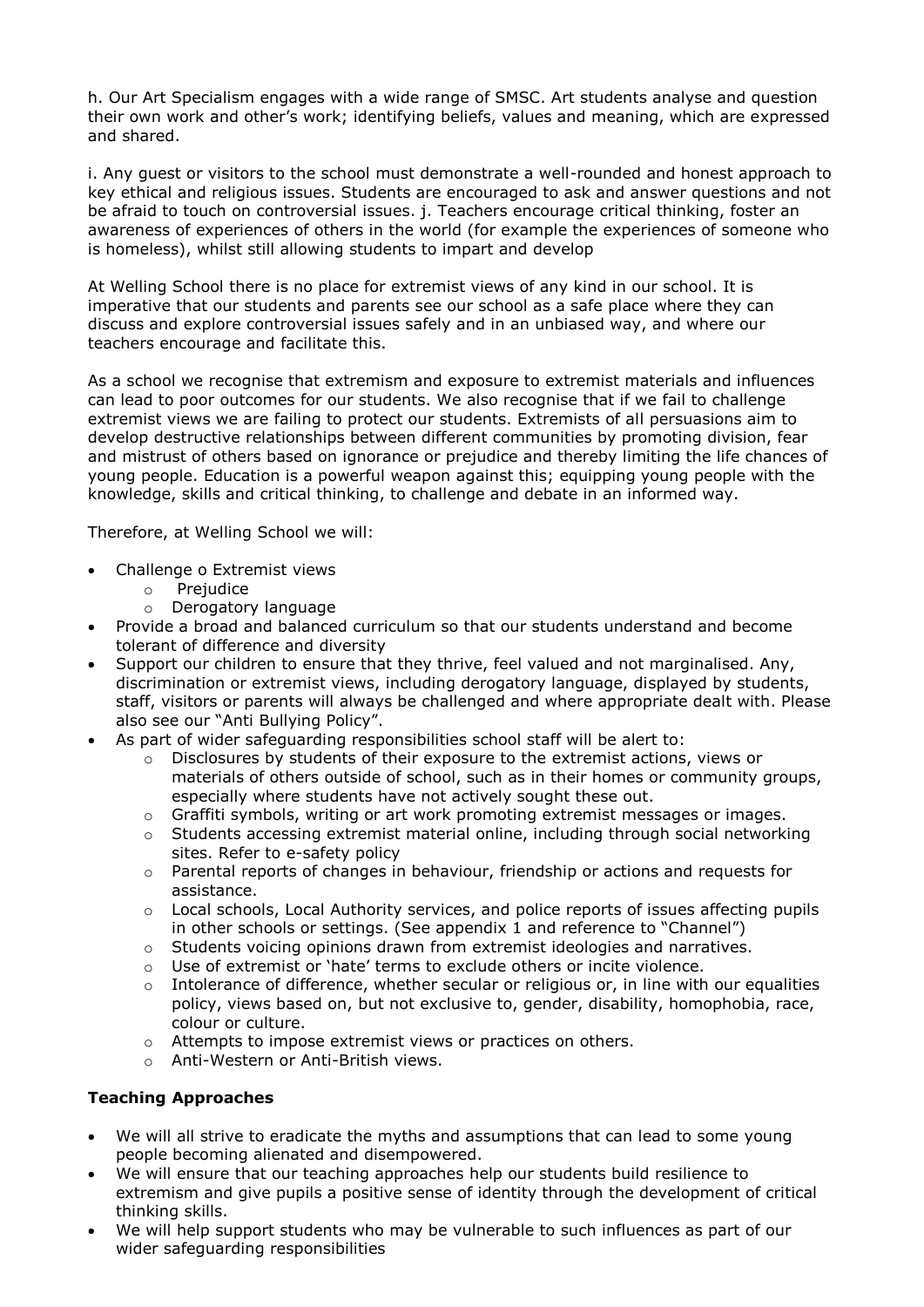h. Our Art Specialism engages with a wide range of SMSC. Art students analyse and question their own work and other's work; identifying beliefs, values and meaning, which are expressed and shared.

i. Any guest or visitors to the school must demonstrate a well-rounded and honest approach to key ethical and religious issues. Students are encouraged to ask and answer questions and not be afraid to touch on controversial issues. j. Teachers encourage critical thinking, foster an awareness of experiences of others in the world (for example the experiences of someone who is homeless), whilst still allowing students to impart and develop

At Welling School there is no place for extremist views of any kind in our school. It is imperative that our students and parents see our school as a safe place where they can discuss and explore controversial issues safely and in an unbiased way, and where our teachers encourage and facilitate this.

As a school we recognise that extremism and exposure to extremist materials and influences can lead to poor outcomes for our students. We also recognise that if we fail to challenge extremist views we are failing to protect our students. Extremists of all persuasions aim to develop destructive relationships between different communities by promoting division, fear and mistrust of others based on ignorance or prejudice and thereby limiting the life chances of young people. Education is a powerful weapon against this; equipping young people with the knowledge, skills and critical thinking, to challenge and debate in an informed way.

Therefore, at Welling School we will:

- Challenge o Extremist views
    - Prejudice
    - Derogatory language
- Provide a broad and balanced curriculum so that our students understand and become tolerant of difference and diversity
- Support our children to ensure that they thrive, feel valued and not marginalised. Any, discrimination or extremist views, including derogatory language, displayed by students, staff, visitors or parents will always be challenged and where appropriate dealt with. Please also see our "Anti Bullying Policy".
- As part of wider safeguarding responsibilities school staff will be alert to:
    - Disclosures by students of their exposure to the extremist actions, views or materials of others outside of school, such as in their homes or community groups, especially where students have not actively sought these out.
    - Graffiti symbols, writing or art work promoting extremist messages or images.
    - Students accessing extremist material online, including through social networking sites. Refer to e-safety policy
    - Parental reports of changes in behaviour, friendship or actions and requests for assistance.
    - Local schools, Local Authority services, and police reports of issues affecting pupils in other schools or settings. (See appendix 1 and reference to "Channel")
    - Students voicing opinions drawn from extremist ideologies and narratives.
    - Use of extremist or 'hate' terms to exclude others or incite violence.
    - Intolerance of difference, whether secular or religious or, in line with our equalities policy, views based on, but not exclusive to, gender, disability, homophobia, race, colour or culture.
    - Attempts to impose extremist views or practices on others.
    - Anti-Western or Anti-British views.

**Teaching Approaches**

- We will all strive to eradicate the myths and assumptions that can lead to some young people becoming alienated and disempowered.
- We will ensure that our teaching approaches help our students build resilience to extremism and give pupils a positive sense of identity through the development of critical thinking skills.
- We will help support students who may be vulnerable to such influences as part of our wider safeguarding responsibilities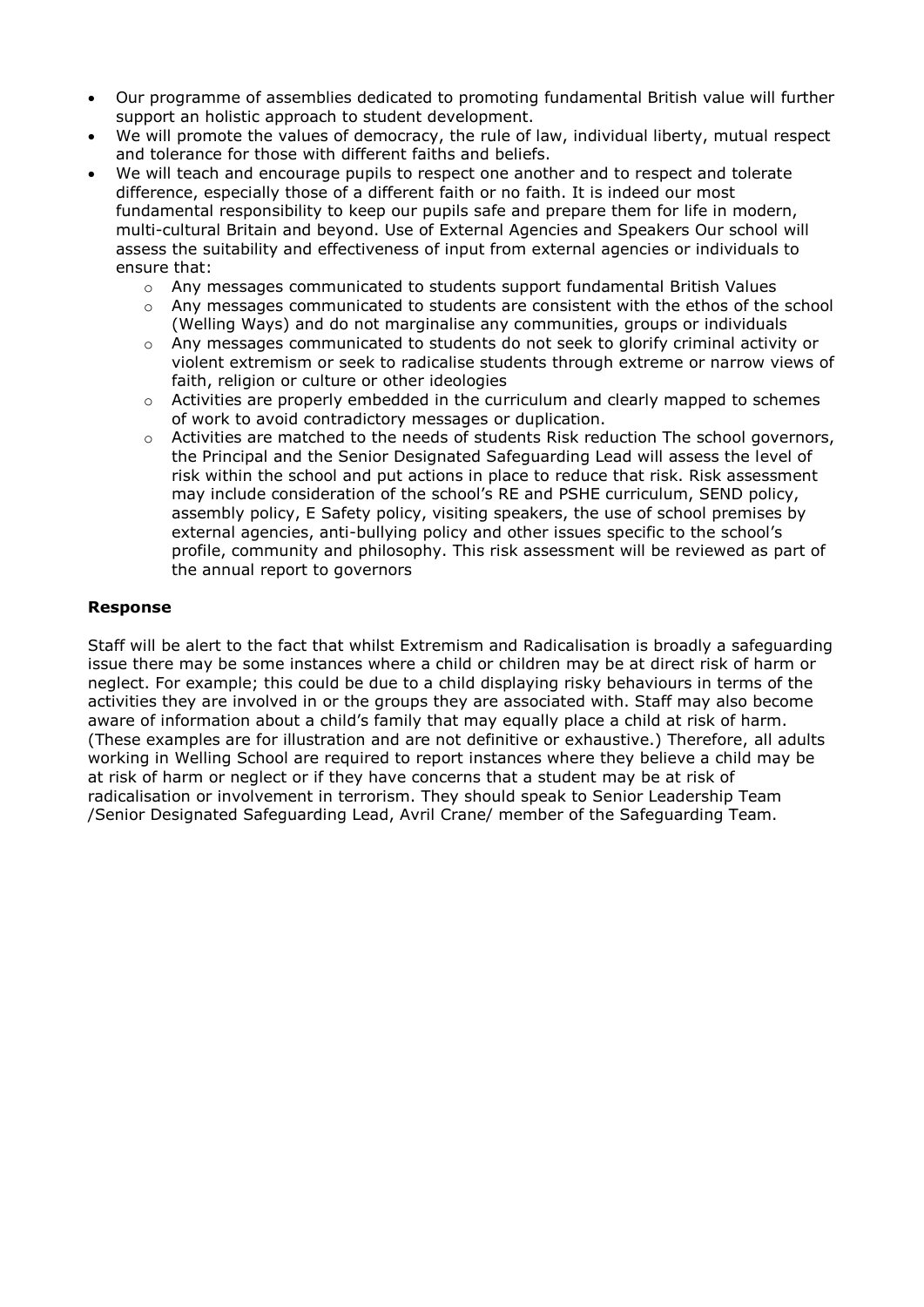- Our programme of assemblies dedicated to promoting fundamental British value will further support an holistic approach to student development.
- We will promote the values of democracy, the rule of law, individual liberty, mutual respect and tolerance for those with different faiths and beliefs.
- We will teach and encourage pupils to respect one another and to respect and tolerate difference, especially those of a different faith or no faith. It is indeed our most fundamental responsibility to keep our pupils safe and prepare them for life in modern, multi-cultural Britain and beyond. Use of External Agencies and Speakers Our school will assess the suitability and effectiveness of input from external agencies or individuals to ensure that:
  - Any messages communicated to students support fundamental British Values
  - Any messages communicated to students are consistent with the ethos of the school (Welling Ways) and do not marginalise any communities, groups or individuals
  - Any messages communicated to students do not seek to glorify criminal activity or violent extremism or seek to radicalise students through extreme or narrow views of faith, religion or culture or other ideologies
  - Activities are properly embedded in the curriculum and clearly mapped to schemes of work to avoid contradictory messages or duplication.
  - Activities are matched to the needs of students Risk reduction The school governors, the Principal and the Senior Designated Safeguarding Lead will assess the level of risk within the school and put actions in place to reduce that risk. Risk assessment may include consideration of the school's RE and PSHE curriculum, SEND policy, assembly policy, E Safety policy, visiting speakers, the use of school premises by external agencies, anti-bullying policy and other issues specific to the school's profile, community and philosophy. This risk assessment will be reviewed as part of the annual report to governors

**Response**

Staff will be alert to the fact that whilst Extremism and Radicalisation is broadly a safeguarding issue there may be some instances where a child or children may be at direct risk of harm or neglect. For example; this could be due to a child displaying risky behaviours in terms of the activities they are involved in or the groups they are associated with. Staff may also become aware of information about a child's family that may equally place a child at risk of harm. (These examples are for illustration and are not definitive or exhaustive.) Therefore, all adults working in Welling School are required to report instances where they believe a child may be at risk of harm or neglect or if they have concerns that a student may be at risk of radicalisation or involvement in terrorism. They should speak to Senior Leadership Team /Senior Designated Safeguarding Lead, Avril Crane/ member of the Safeguarding Team.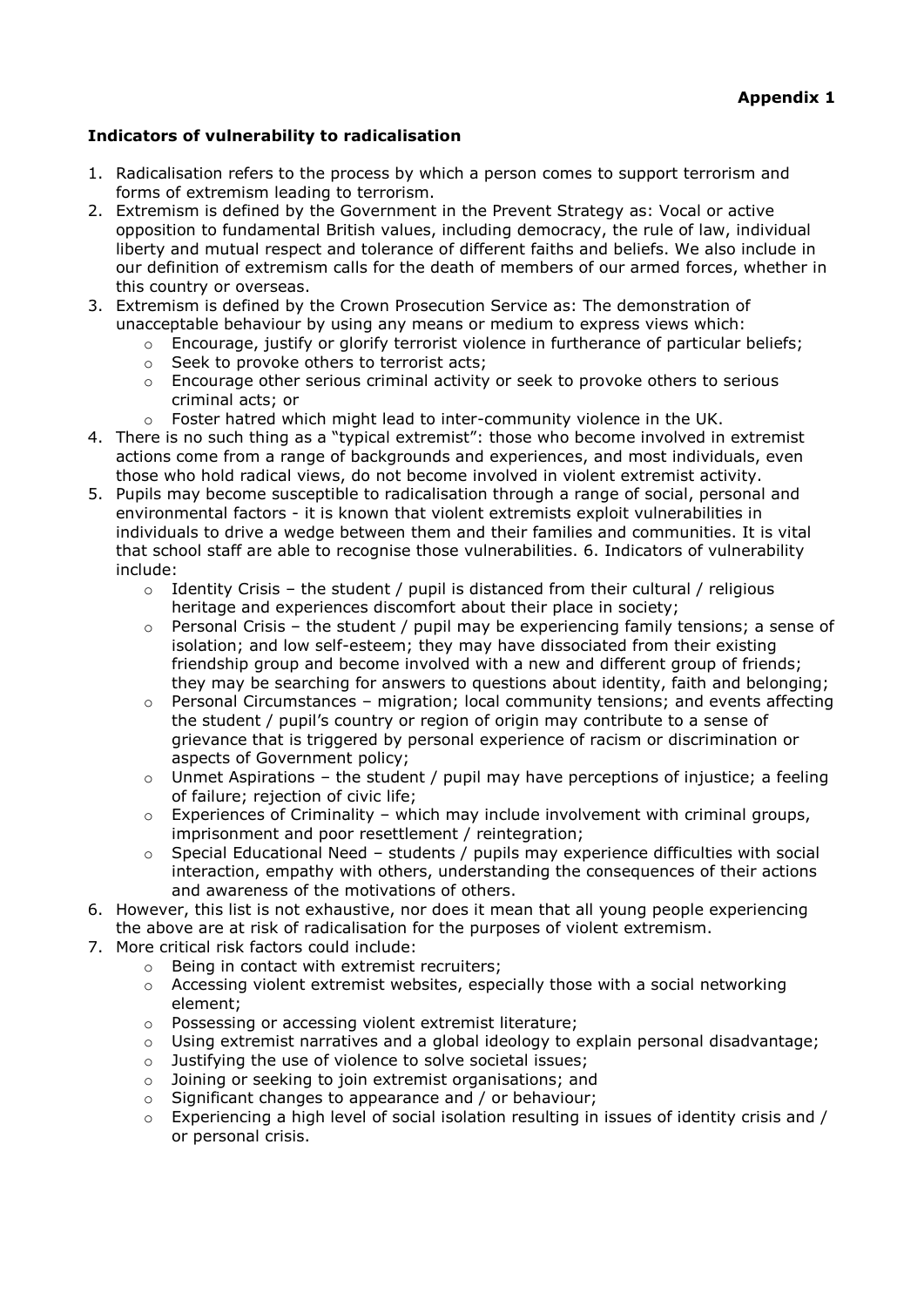**Appendix 1**

**Indicators of vulnerability to radicalisation**

1. Radicalisation refers to the process by which a person comes to support terrorism and forms of extremism leading to terrorism.
2. Extremism is defined by the Government in the Prevent Strategy as: Vocal or active opposition to fundamental British values, including democracy, the rule of law, individual liberty and mutual respect and tolerance of different faiths and beliefs. We also include in our definition of extremism calls for the death of members of our armed forces, whether in this country or overseas.
3. Extremism is defined by the Crown Prosecution Service as: The demonstration of unacceptable behaviour by using any means or medium to express views which:
    - Encourage, justify or glorify terrorist violence in furtherance of particular beliefs;
    - Seek to provoke others to terrorist acts;
    - Encourage other serious criminal activity or seek to provoke others to serious criminal acts; or
    - Foster hatred which might lead to inter-community violence in the UK.
4. There is no such thing as a "typical extremist": those who become involved in extremist actions come from a range of backgrounds and experiences, and most individuals, even those who hold radical views, do not become involved in violent extremist activity.
5. Pupils may become susceptible to radicalisation through a range of social, personal and environmental factors - it is known that violent extremists exploit vulnerabilities in individuals to drive a wedge between them and their families and communities. It is vital that school staff are able to recognise those vulnerabilities. 6. Indicators of vulnerability include:
    - Identity Crisis – the student / pupil is distanced from their cultural / religious heritage and experiences discomfort about their place in society;
    - Personal Crisis – the student / pupil may be experiencing family tensions; a sense of isolation; and low self-esteem; they may have dissociated from their existing friendship group and become involved with a new and different group of friends; they may be searching for answers to questions about identity, faith and belonging;
    - Personal Circumstances – migration; local community tensions; and events affecting the student / pupil's country or region of origin may contribute to a sense of grievance that is triggered by personal experience of racism or discrimination or aspects of Government policy;
    - Unmet Aspirations – the student / pupil may have perceptions of injustice; a feeling of failure; rejection of civic life;
    - Experiences of Criminality – which may include involvement with criminal groups, imprisonment and poor resettlement / reintegration;
    - Special Educational Need – students / pupils may experience difficulties with social interaction, empathy with others, understanding the consequences of their actions and awareness of the motivations of others.
6. However, this list is not exhaustive, nor does it mean that all young people experiencing the above are at risk of radicalisation for the purposes of violent extremism.
7. More critical risk factors could include:
    - Being in contact with extremist recruiters;
    - Accessing violent extremist websites, especially those with a social networking element;
    - Possessing or accessing violent extremist literature;
    - Using extremist narratives and a global ideology to explain personal disadvantage;
    - Justifying the use of violence to solve societal issues;
    - Joining or seeking to join extremist organisations; and
    - Significant changes to appearance and / or behaviour;
    - Experiencing a high level of social isolation resulting in issues of identity crisis and / or personal crisis.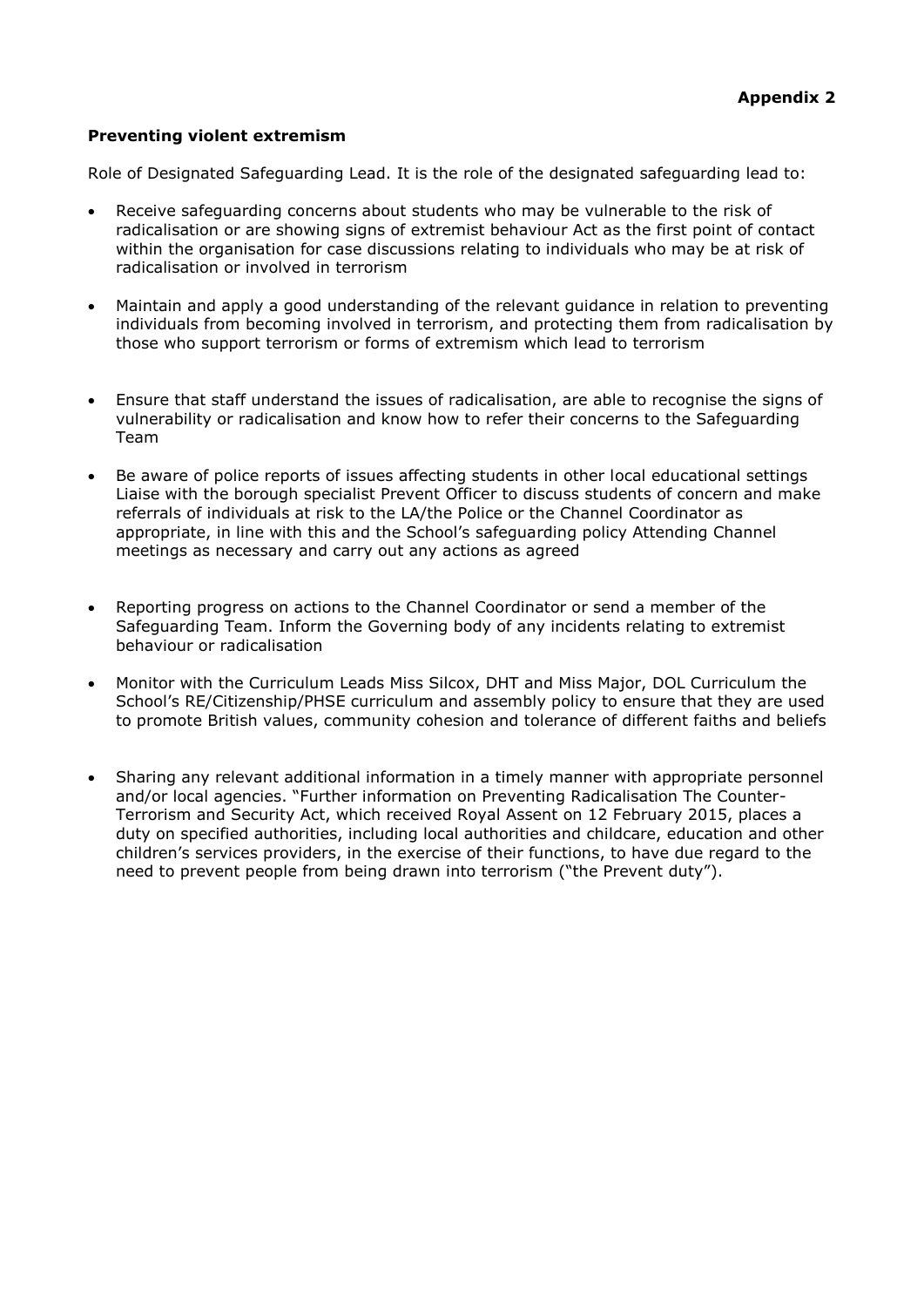**Appendix 2**

**Preventing violent extremism**

Role of Designated Safeguarding Lead. It is the role of the designated safeguarding lead to:

- Receive safeguarding concerns about students who may be vulnerable to the risk of radicalisation or are showing signs of extremist behaviour Act as the first point of contact within the organisation for case discussions relating to individuals who may be at risk of radicalisation or involved in terrorism
- Maintain and apply a good understanding of the relevant guidance in relation to preventing individuals from becoming involved in terrorism, and protecting them from radicalisation by those who support terrorism or forms of extremism which lead to terrorism
- Ensure that staff understand the issues of radicalisation, are able to recognise the signs of vulnerability or radicalisation and know how to refer their concerns to the Safeguarding Team
- Be aware of police reports of issues affecting students in other local educational settings Liaise with the borough specialist Prevent Officer to discuss students of concern and make referrals of individuals at risk to the LA/the Police or the Channel Coordinator as appropriate, in line with this and the School's safeguarding policy Attending Channel meetings as necessary and carry out any actions as agreed
- Reporting progress on actions to the Channel Coordinator or send a member of the Safeguarding Team. Inform the Governing body of any incidents relating to extremist behaviour or radicalisation
- Monitor with the Curriculum Leads Miss Silcox, DHT and Miss Major, DOL Curriculum the School's RE/Citizenship/PHSE curriculum and assembly policy to ensure that they are used to promote British values, community cohesion and tolerance of different faiths and beliefs
- Sharing any relevant additional information in a timely manner with appropriate personnel and/or local agencies. "Further information on Preventing Radicalisation The Counter-Terrorism and Security Act, which received Royal Assent on 12 February 2015, places a duty on specified authorities, including local authorities and childcare, education and other children's services providers, in the exercise of their functions, to have due regard to the need to prevent people from being drawn into terrorism ("the Prevent duty").